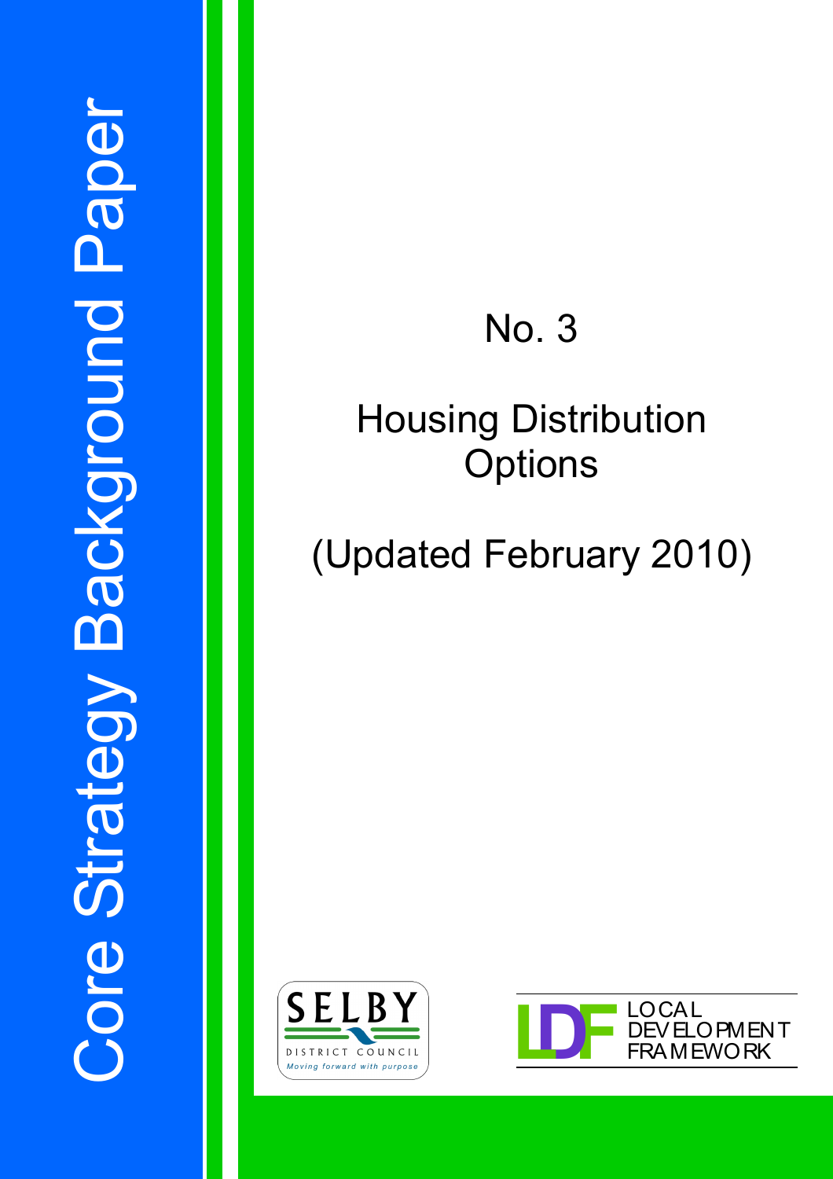# Core Strategy Background Paper

## No. 3

## Housing Distribution Options

## (Updated February 2010)

SELBY DISTRICT COUNCIL

*Moving forward with purpose*

LDF LOCAL DEVELOPMENT FRAMEWORK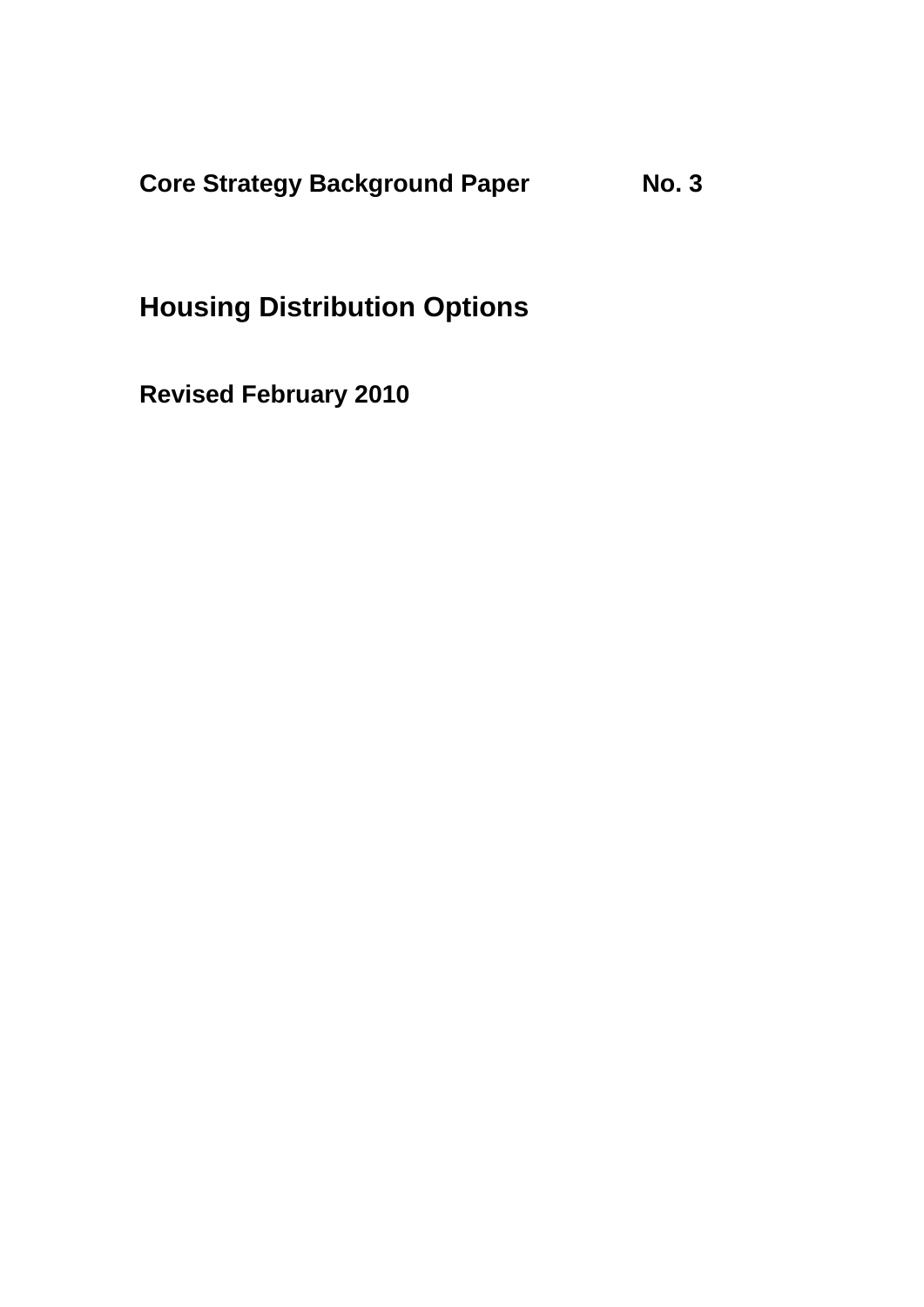**Core Strategy Background Paper No. 3**

# Housing Distribution Options

**Revised February 2010**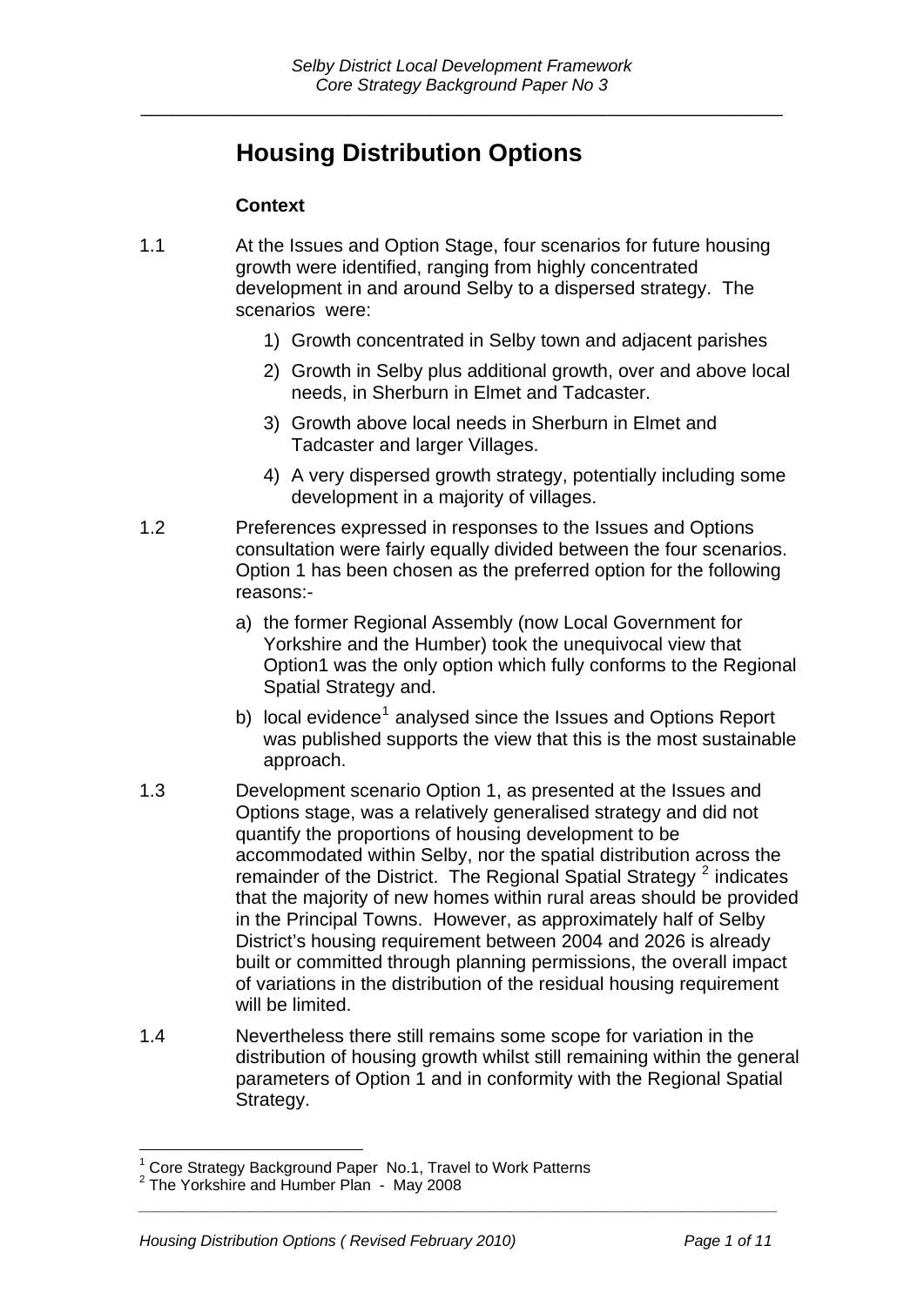# Housing Distribution Options

## Context

1.1 At the Issues and Option Stage, four scenarios for future housing growth were identified, ranging from highly concentrated development in and around Selby to a dispersed strategy. The scenarios were:

1) Growth concentrated in Selby town and adjacent parishes
2) Growth in Selby plus additional growth, over and above local needs, in Sherburn in Elmet and Tadcaster.
3) Growth above local needs in Sherburn in Elmet and Tadcaster and larger Villages.
4) A very dispersed growth strategy, potentially including some development in a majority of villages.

1.2 Preferences expressed in responses to the Issues and Options consultation were fairly equally divided between the four scenarios. Option 1 has been chosen as the preferred option for the following reasons:-

a) the former Regional Assembly (now Local Government for Yorkshire and the Humber) took the unequivocal view that Option1 was the only option which fully conforms to the Regional Spatial Strategy and.
b) local evidence[1] analysed since the Issues and Options Report was published supports the view that this is the most sustainable approach.

1.3 Development scenario Option 1, as presented at the Issues and Options stage, was a relatively generalised strategy and did not quantify the proportions of housing development to be accommodated within Selby, nor the spatial distribution across the remainder of the District. The Regional Spatial Strategy [2] indicates that the majority of new homes within rural areas should be provided in the Principal Towns. However, as approximately half of Selby District's housing requirement between 2004 and 2026 is already built or committed through planning permissions, the overall impact of variations in the distribution of the residual housing requirement will be limited.

1.4 Nevertheless there still remains some scope for variation in the distribution of housing growth whilst still remaining within the general parameters of Option 1 and in conformity with the Regional Spatial Strategy.

[1] Core Strategy Background Paper No.1, Travel to Work Patterns
[2] The Yorkshire and Humber Plan - May 2008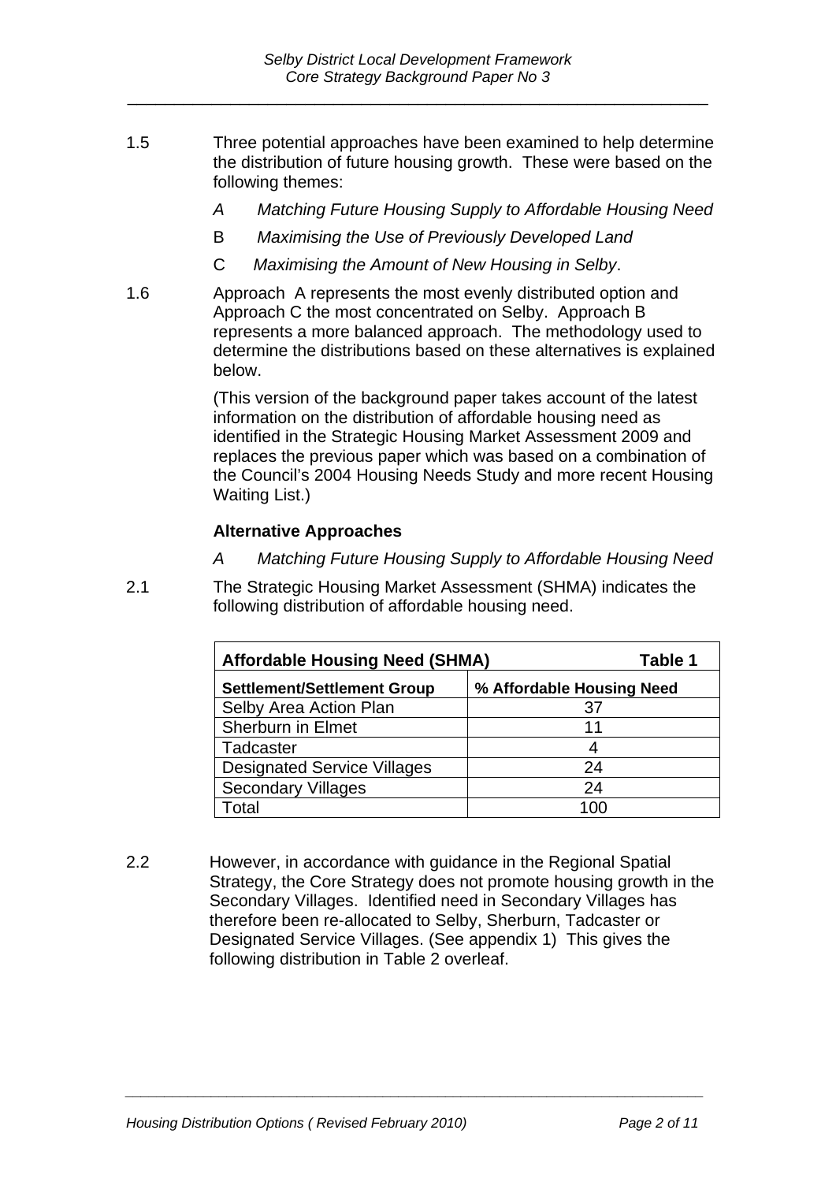1.5 Three potential approaches have been examined to help determine the distribution of future housing growth. These were based on the following themes:

*A Matching Future Housing Supply to Affordable Housing Need*

B *Maximising the Use of Previously Developed Land*

C *Maximising the Amount of New Housing in Selby*.

1.6 Approach A represents the most evenly distributed option and Approach C the most concentrated on Selby. Approach B represents a more balanced approach. The methodology used to determine the distributions based on these alternatives is explained below.

(This version of the background paper takes account of the latest information on the distribution of affordable housing need as identified in the Strategic Housing Market Assessment 2009 and replaces the previous paper which was based on a combination of the Council's 2004 Housing Needs Study and more recent Housing Waiting List.)

**Alternative Approaches**

*A Matching Future Housing Supply to Affordable Housing Need*

2.1 The Strategic Housing Market Assessment (SHMA) indicates the following distribution of affordable housing need.

| **Affordable Housing Need (SHMA)** | **Table 1** |
|---|---|
| **Settlement/Settlement Group** | **% Affordable Housing Need** |
| Selby Area Action Plan | 37 |
| Sherburn in Elmet | 11 |
| Tadcaster | 4 |
| Designated Service Villages | 24 |
| Secondary Villages | 24 |
| Total | 100 |

2.2 However, in accordance with guidance in the Regional Spatial Strategy, the Core Strategy does not promote housing growth in the Secondary Villages. Identified need in Secondary Villages has therefore been re-allocated to Selby, Sherburn, Tadcaster or Designated Service Villages. (See appendix 1) This gives the following distribution in Table 2 overleaf.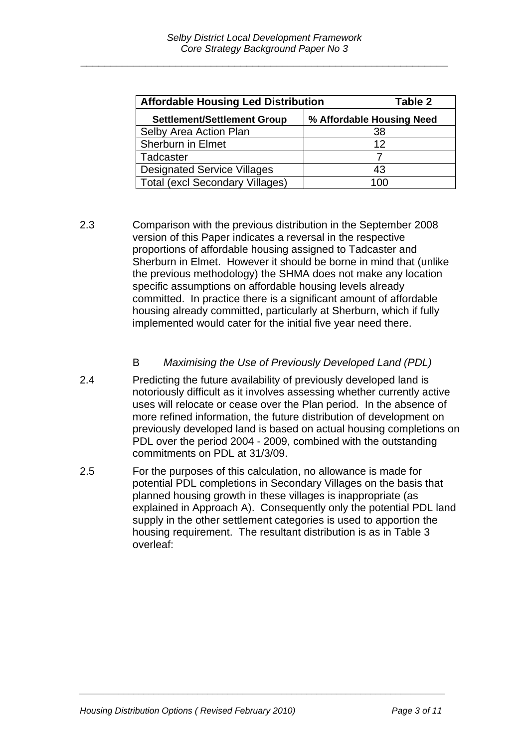| Affordable Housing Led Distribution | Table 2 |
|---|---|
| **Settlement/Settlement Group** | **% Affordable Housing Need** |
| Selby Area Action Plan | 38 |
| Sherburn in Elmet | 12 |
| Tadcaster | 7 |
| Designated Service Villages | 43 |
| Total (excl Secondary Villages) | 100 |

2.3 Comparison with the previous distribution in the September 2008 version of this Paper indicates a reversal in the respective proportions of affordable housing assigned to Tadcaster and Sherburn in Elmet. However it should be borne in mind that (unlike the previous methodology) the SHMA does not make any location specific assumptions on affordable housing levels already committed. In practice there is a significant amount of affordable housing already committed, particularly at Sherburn, which if fully implemented would cater for the initial five year need there.

### B *Maximising the Use of Previously Developed Land (PDL)*

2.4 Predicting the future availability of previously developed land is notoriously difficult as it involves assessing whether currently active uses will relocate or cease over the Plan period. In the absence of more refined information, the future distribution of development on previously developed land is based on actual housing completions on PDL over the period 2004 - 2009, combined with the outstanding commitments on PDL at 31/3/09.

2.5 For the purposes of this calculation, no allowance is made for potential PDL completions in Secondary Villages on the basis that planned housing growth in these villages is inappropriate (as explained in Approach A). Consequently only the potential PDL land supply in the other settlement categories is used to apportion the housing requirement. The resultant distribution is as in Table 3 overleaf: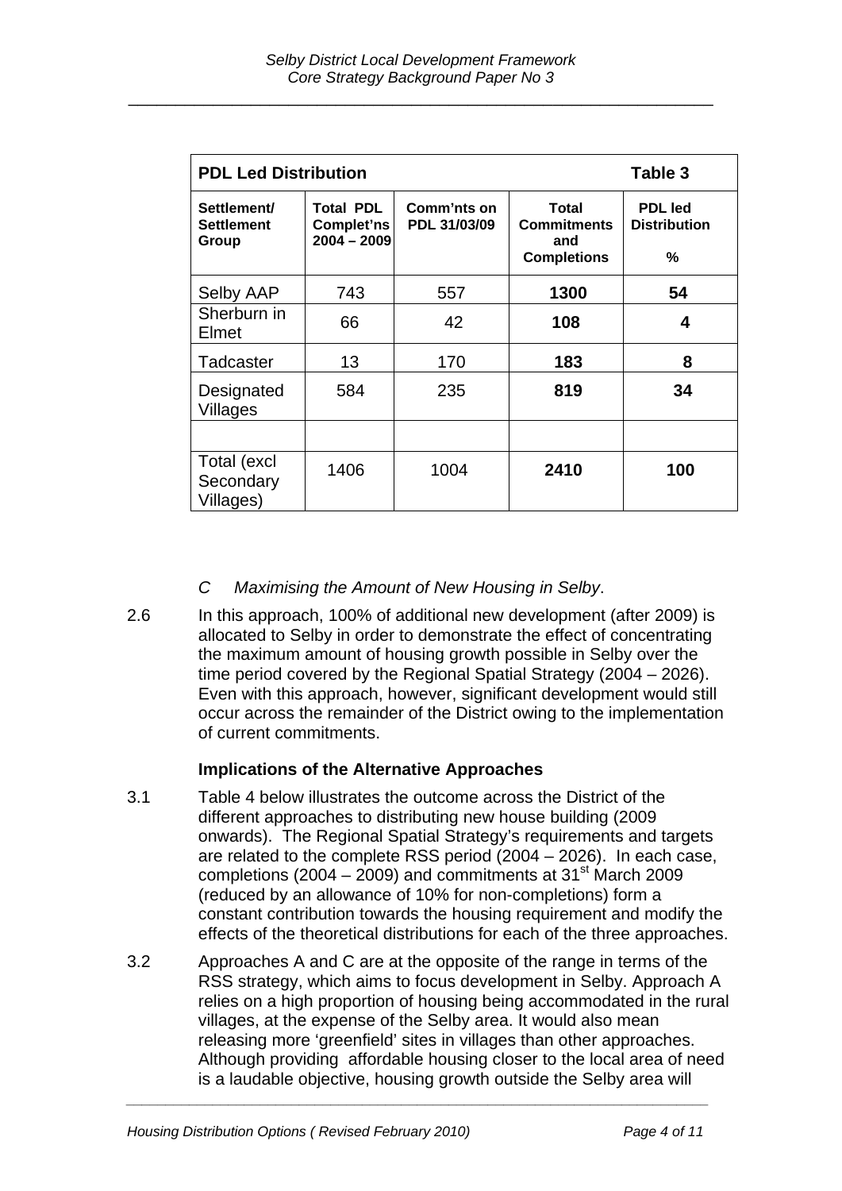| PDL Led Distribution | | | | Table 3 |
|---|---|---|---|---|
| **Settlement/ Settlement Group** | **Total PDL Complet'ns 2004 – 2009** | **Comm'nts on PDL 31/03/09** | **Total Commitments and Completions** | **PDL led Distribution %** |
| Selby AAP | 743 | 557 | **1300** | **54** |
| Sherburn in Elmet | 66 | 42 | **108** | **4** |
| Tadcaster | 13 | 170 | **183** | **8** |
| Designated Villages | 584 | 235 | **819** | **34** |
| | | | | |
| Total (excl Secondary Villages) | 1406 | 1004 | **2410** | **100** |

*C Maximising the Amount of New Housing in Selby*.

2.6 In this approach, 100% of additional new development (after 2009) is allocated to Selby in order to demonstrate the effect of concentrating the maximum amount of housing growth possible in Selby over the time period covered by the Regional Spatial Strategy (2004 – 2026). Even with this approach, however, significant development would still occur across the remainder of the District owing to the implementation of current commitments.

### Implications of the Alternative Approaches

3.1 Table 4 below illustrates the outcome across the District of the different approaches to distributing new house building (2009 onwards). The Regional Spatial Strategy's requirements and targets are related to the complete RSS period (2004 – 2026). In each case, completions (2004 – 2009) and commitments at 31st March 2009 (reduced by an allowance of 10% for non-completions) form a constant contribution towards the housing requirement and modify the effects of the theoretical distributions for each of the three approaches.

3.2 Approaches A and C are at the opposite of the range in terms of the RSS strategy, which aims to focus development in Selby. Approach A relies on a high proportion of housing being accommodated in the rural villages, at the expense of the Selby area. It would also mean releasing more 'greenfield' sites in villages than other approaches. Although providing affordable housing closer to the local area of need is a laudable objective, housing growth outside the Selby area will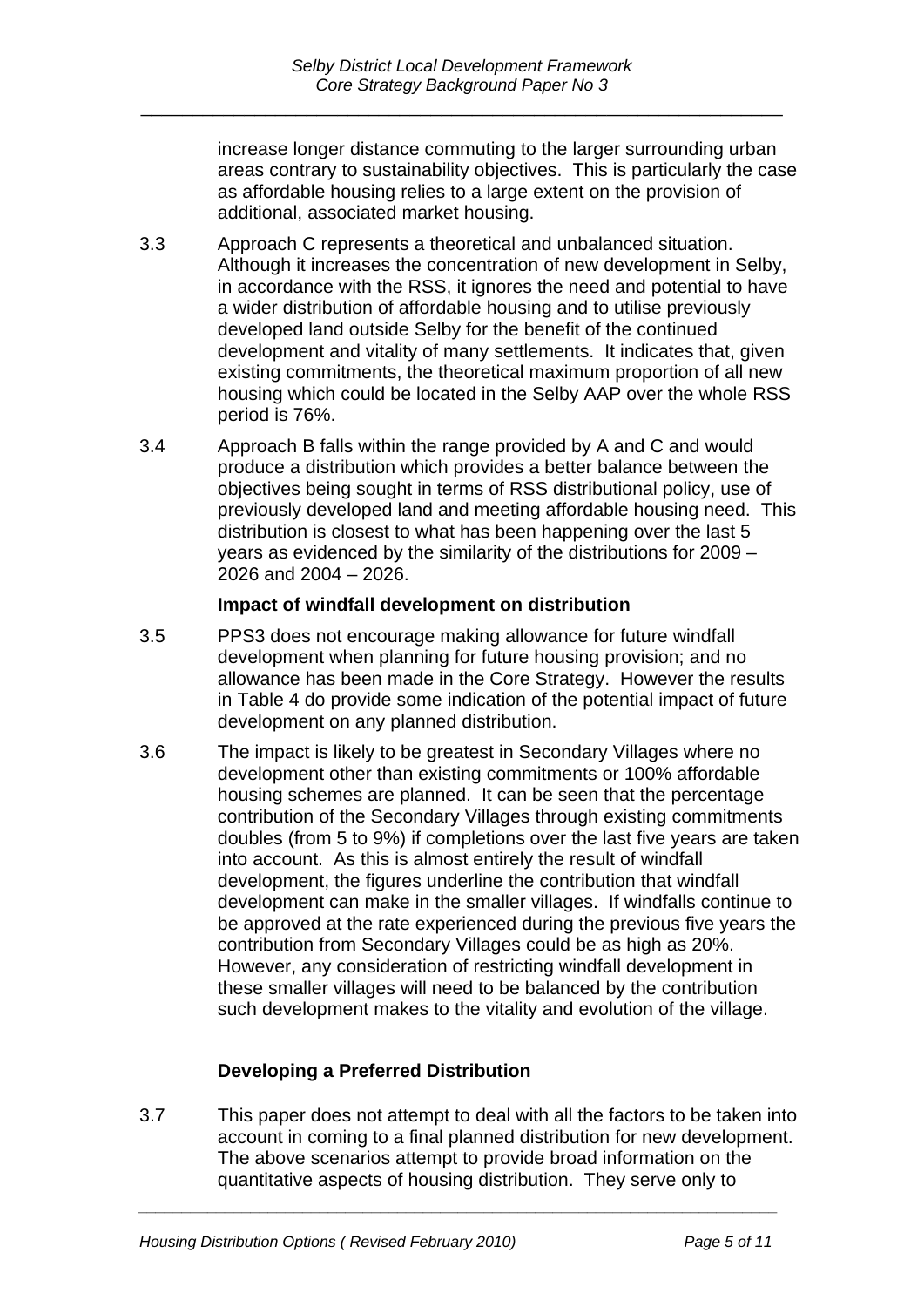increase longer distance commuting to the larger surrounding urban areas contrary to sustainability objectives. This is particularly the case as affordable housing relies to a large extent on the provision of additional, associated market housing.

3.3 Approach C represents a theoretical and unbalanced situation. Although it increases the concentration of new development in Selby, in accordance with the RSS, it ignores the need and potential to have a wider distribution of affordable housing and to utilise previously developed land outside Selby for the benefit of the continued development and vitality of many settlements. It indicates that, given existing commitments, the theoretical maximum proportion of all new housing which could be located in the Selby AAP over the whole RSS period is 76%.

3.4 Approach B falls within the range provided by A and C and would produce a distribution which provides a better balance between the objectives being sought in terms of RSS distributional policy, use of previously developed land and meeting affordable housing need. This distribution is closest to what has been happening over the last 5 years as evidenced by the similarity of the distributions for 2009 – 2026 and 2004 – 2026.

**Impact of windfall development on distribution**

3.5 PPS3 does not encourage making allowance for future windfall development when planning for future housing provision; and no allowance has been made in the Core Strategy. However the results in Table 4 do provide some indication of the potential impact of future development on any planned distribution.

3.6 The impact is likely to be greatest in Secondary Villages where no development other than existing commitments or 100% affordable housing schemes are planned. It can be seen that the percentage contribution of the Secondary Villages through existing commitments doubles (from 5 to 9%) if completions over the last five years are taken into account. As this is almost entirely the result of windfall development, the figures underline the contribution that windfall development can make in the smaller villages. If windfalls continue to be approved at the rate experienced during the previous five years the contribution from Secondary Villages could be as high as 20%. However, any consideration of restricting windfall development in these smaller villages will need to be balanced by the contribution such development makes to the vitality and evolution of the village.

**Developing a Preferred Distribution**

3.7 This paper does not attempt to deal with all the factors to be taken into account in coming to a final planned distribution for new development. The above scenarios attempt to provide broad information on the quantitative aspects of housing distribution. They serve only to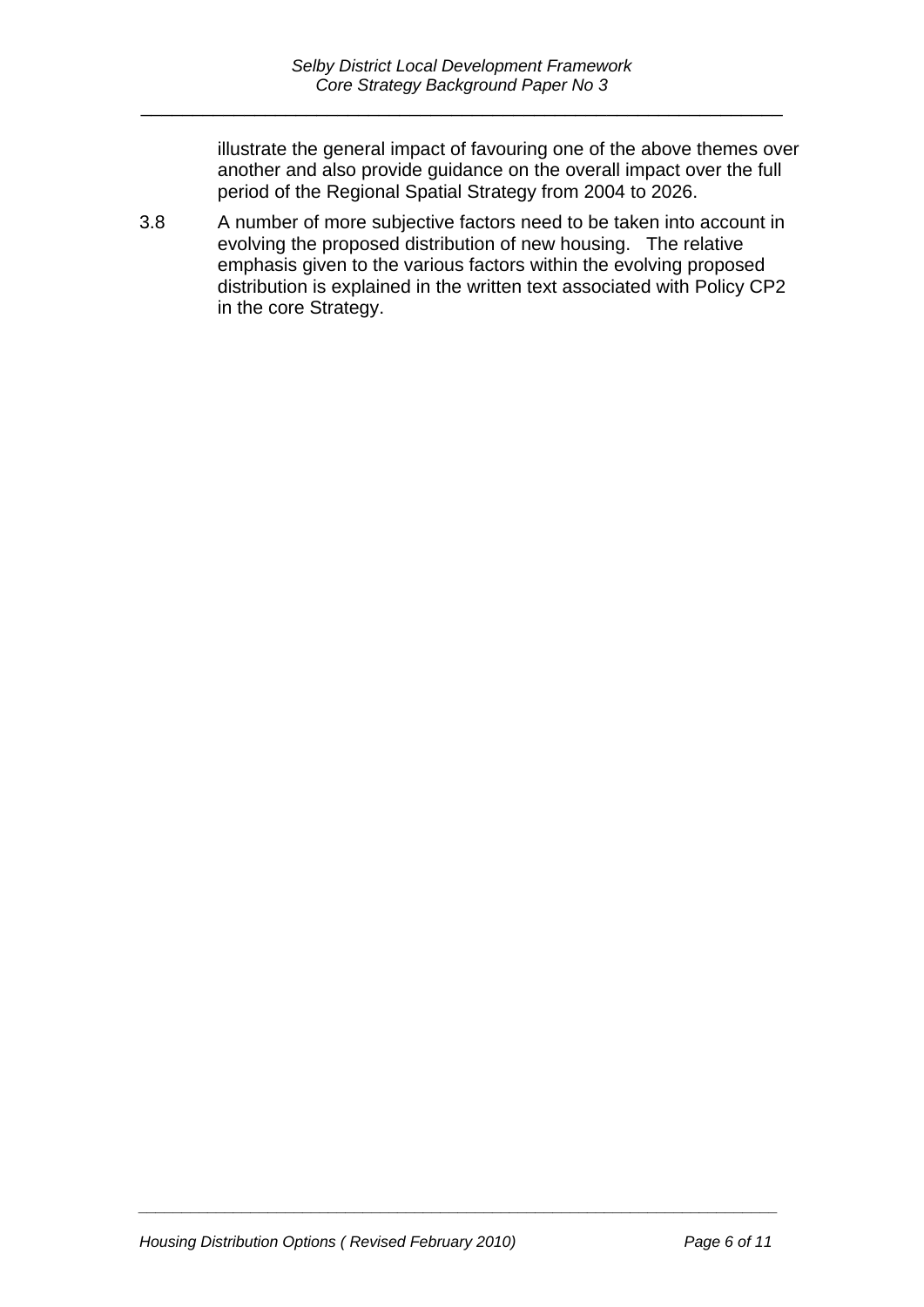illustrate the general impact of favouring one of the above themes over another and also provide guidance on the overall impact over the full period of the Regional Spatial Strategy from 2004 to 2026.

3.8 A number of more subjective factors need to be taken into account in evolving the proposed distribution of new housing. The relative emphasis given to the various factors within the evolving proposed distribution is explained in the written text associated with Policy CP2 in the core Strategy.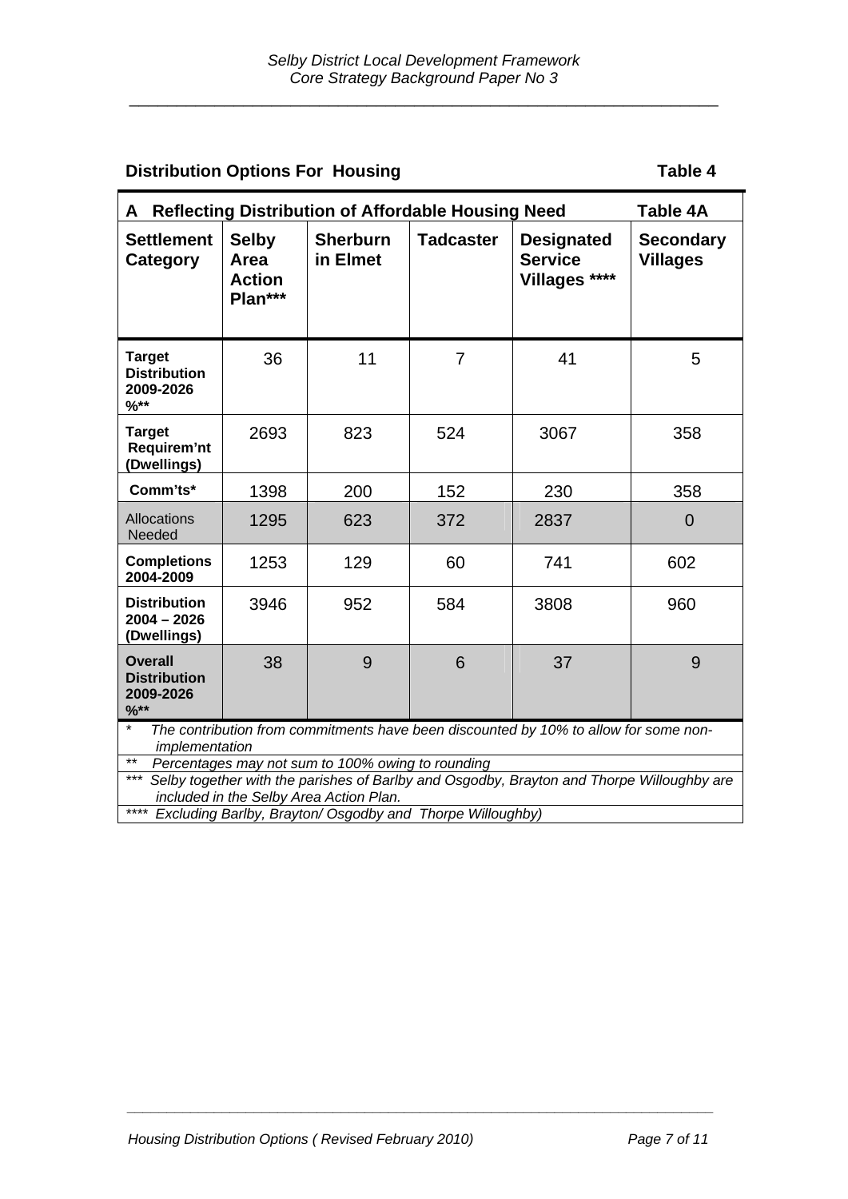**Distribution Options For Housing** **Table 4**

| A Reflecting Distribution of Affordable Housing Need | | | | | Table 4A |
|---|---|---|---|---|---|
| **Settlement Category** | **Selby Area Action Plan*** ** | **Sherburn in Elmet** | **Tadcaster** | **Designated Service Villages ****** | **Secondary Villages** |
| **Target Distribution 2009-2026 %**** | 36 | 11 | 7 | 41 | 5 |
| **Target Requirem'nt (Dwellings)** | 2693 | 823 | 524 | 3067 | 358 |
| **Comm'ts*** | 1398 | 200 | 152 | 230 | 358 |
| Allocations Needed | 1295 | 623 | 372 | 2837 | 0 |
| **Completions 2004-2009** | 1253 | 129 | 60 | 741 | 602 |
| **Distribution 2004 – 2026 (Dwellings)** | 3946 | 952 | 584 | 3808 | 960 |
| **Overall Distribution 2009-2026 %**** | 38 | 9 | 6 | 37 | 9 |

*\* The contribution from commitments have been discounted by 10% to allow for some non-implementation*

*\*\* Percentages may not sum to 100% owing to rounding*

*\*\*\* Selby together with the parishes of Barlby and Osgodby, Brayton and Thorpe Willoughby are included in the Selby Area Action Plan.*

*\*\*\*\* Excluding Barlby, Brayton/ Osgodby and Thorpe Willoughby)*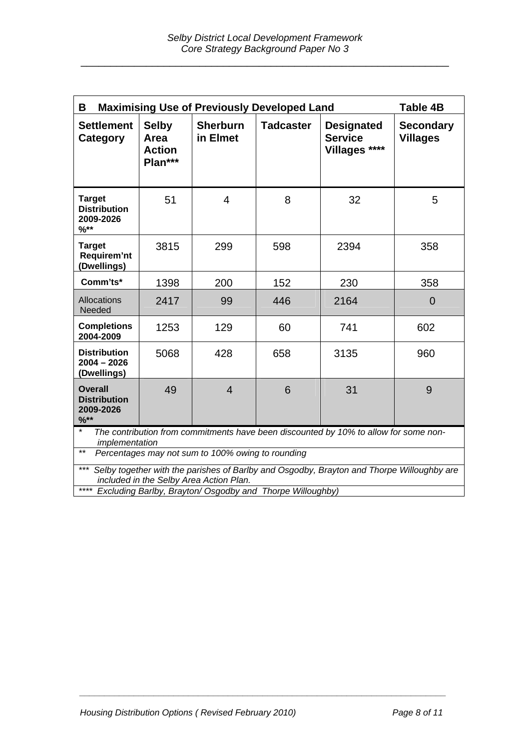| **B Maximising Use of Previously Developed Land** | | | | | **Table 4B** |
|---|---|---|---|---|---|
| **Settlement Category** | **Selby Area Action Plan*** ** | **Sherburn in Elmet** | **Tadcaster** | **Designated Service Villages ****** | **Secondary Villages** |
| **Target Distribution 2009-2026 %**** | 51 | 4 | 8 | 32 | 5 |
| **Target Requirem'nt (Dwellings)** | 3815 | 299 | 598 | 2394 | 358 |
| **Comm'ts*** | 1398 | 200 | 152 | 230 | 358 |
| Allocations Needed | 2417 | 99 | 446 | 2164 | 0 |
| **Completions 2004-2009** | 1253 | 129 | 60 | 741 | 602 |
| **Distribution 2004 – 2026 (Dwellings)** | 5068 | 428 | 658 | 3135 | 960 |
| **Overall Distribution 2009-2026 %**** | 49 | 4 | 6 | 31 | 9 |

*\* The contribution from commitments have been discounted by 10% to allow for some non-implementation*

*\*\* Percentages may not sum to 100% owing to rounding*

*\*\*\* Selby together with the parishes of Barlby and Osgodby, Brayton and Thorpe Willoughby are included in the Selby Area Action Plan.*

*\*\*\*\* Excluding Barlby, Brayton/ Osgodby and Thorpe Willoughby)*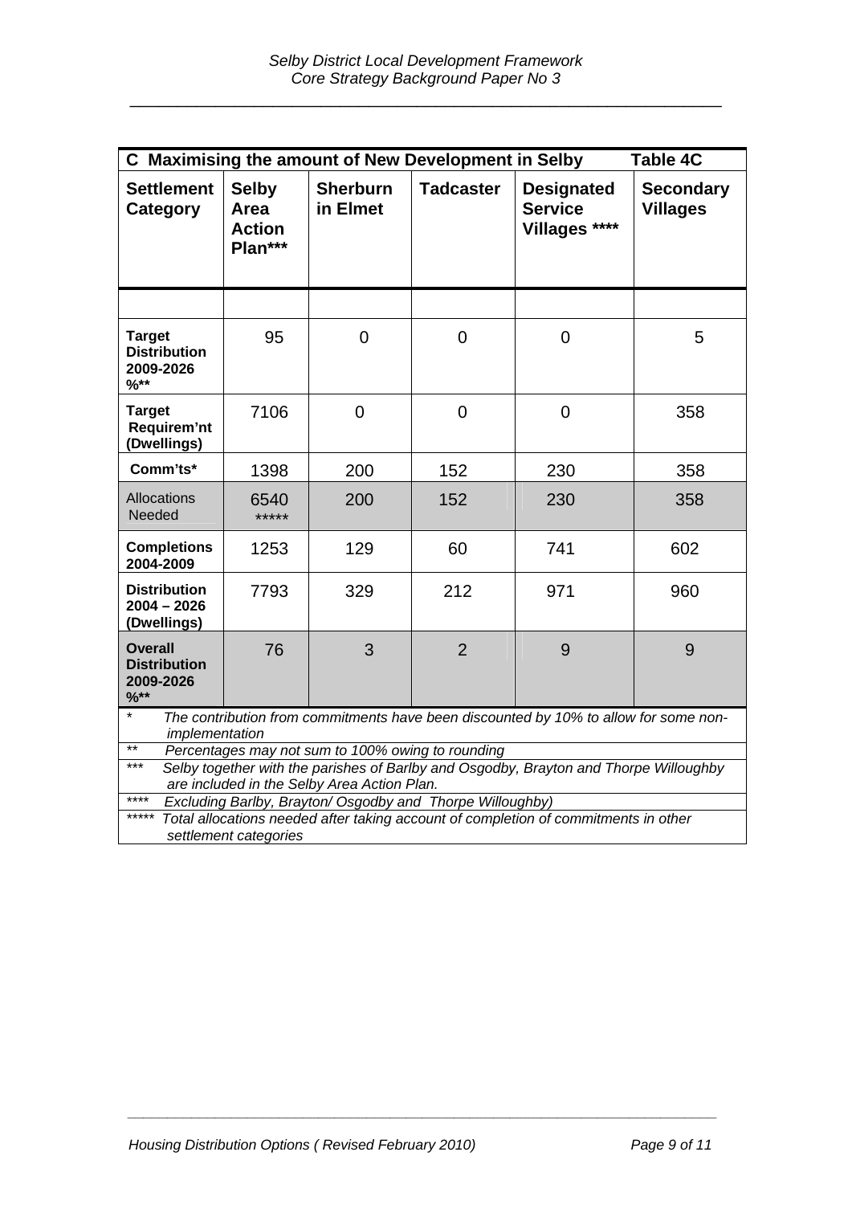| C Maximising the amount of New Development in Selby | | | | | Table 4C |
|---|---|---|---|---|---|
| **Settlement Category** | **Selby Area Action Plan*** ** | **Sherburn in Elmet** | **Tadcaster** | **Designated Service Villages ****** | **Secondary Villages** |
| | | | | | |
| **Target Distribution 2009-2026 %**** | 95 | 0 | 0 | 0 | 5 |
| **Target Requirem'nt (Dwellings)** | 7106 | 0 | 0 | 0 | 358 |
| **Comm'ts*** | 1398 | 200 | 152 | 230 | 358 |
| Allocations Needed | 6540 ***** | 200 | 152 | 230 | 358 |
| **Completions 2004-2009** | 1253 | 129 | 60 | 741 | 602 |
| **Distribution 2004 – 2026 (Dwellings)** | 7793 | 329 | 212 | 971 | 960 |
| **Overall Distribution 2009-2026 %**** | 76 | 3 | 2 | 9 | 9 |

\* *The contribution from commitments have been discounted by 10% to allow for some non-implementation*

** *Percentages may not sum to 100% owing to rounding*

*** *Selby together with the parishes of Barlby and Osgodby, Brayton and Thorpe Willoughby are included in the Selby Area Action Plan.*

**** *Excluding Barlby, Brayton/ Osgodby and Thorpe Willoughby)*

***** *Total allocations needed after taking account of completion of commitments in other settlement categories*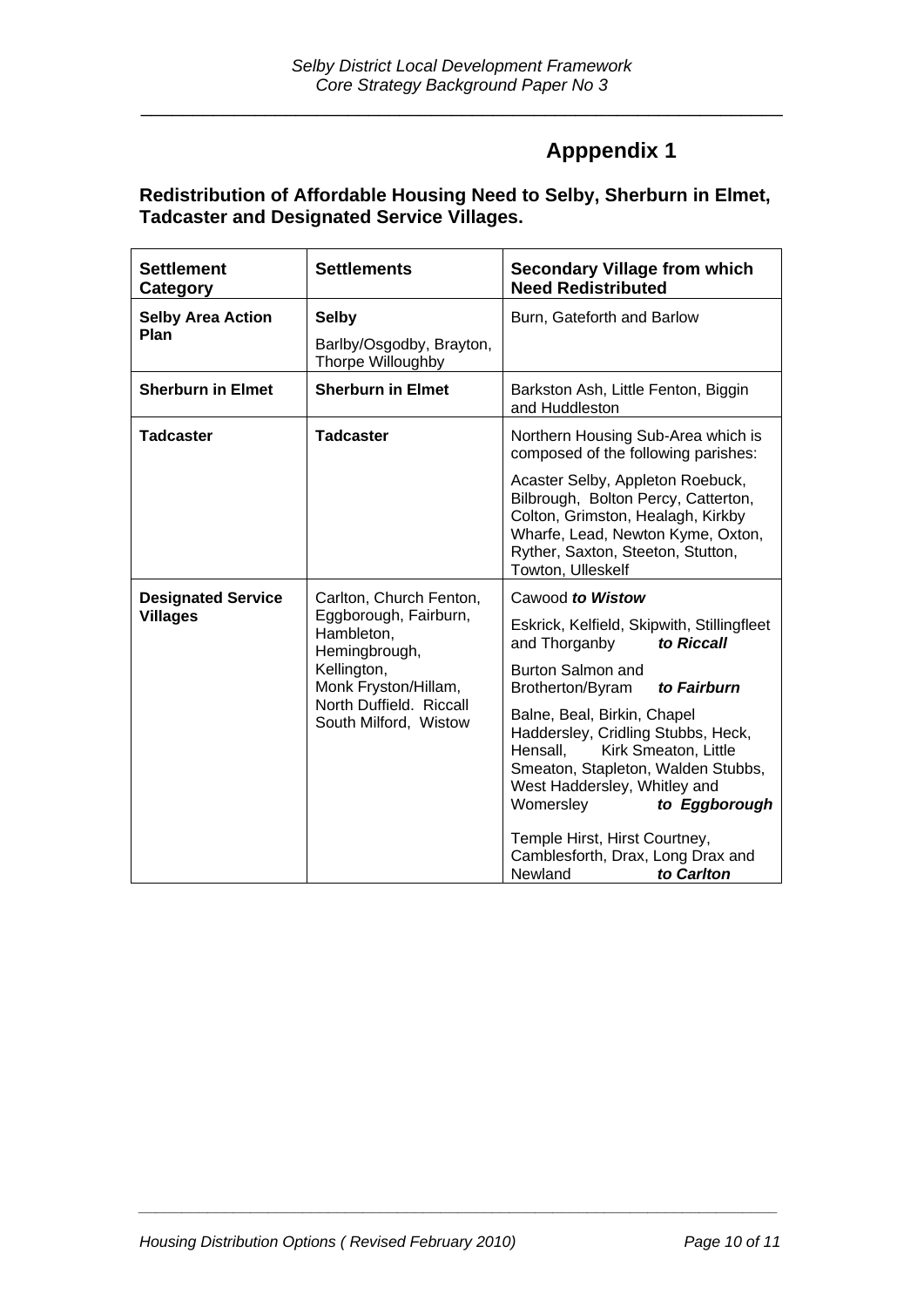# Apppendix 1

**Redistribution of Affordable Housing Need to Selby, Sherburn in Elmet, Tadcaster and Designated Service Villages.**

| Settlement Category | Settlements | Secondary Village from which Need Redistributed |
|---|---|---|
| **Selby Area Action Plan** | **Selby**<br>Barlby/Osgodby, Brayton, Thorpe Willoughby | Burn, Gateforth and Barlow |
| **Sherburn in Elmet** | **Sherburn in Elmet** | Barkston Ash, Little Fenton, Biggin and Huddleston |
| **Tadcaster** | **Tadcaster** | Northern Housing Sub-Area which is composed of the following parishes:<br>Acaster Selby, Appleton Roebuck, Bilbrough, Bolton Percy, Catterton, Colton, Grimston, Healagh, Kirkby Wharfe, Lead, Newton Kyme, Oxton, Ryther, Saxton, Steeton, Stutton, Towton, Ulleskelf |
| **Designated Service Villages** | Carlton, Church Fenton, Eggborough, Fairburn, Hambleton, Hemingbrough, Kellington, Monk Fryston/Hillam, North Duffield. Riccall South Milford, Wistow | Cawood ***to Wistow***<br>Eskrick, Kelfield, Skipwith, Stillingfleet and Thorganby ***to Riccall***<br>Burton Salmon and Brotherton/Byram ***to Fairburn***<br>Balne, Beal, Birkin, Chapel Haddersley, Cridling Stubbs, Heck, Hensall, Kirk Smeaton, Little Smeaton, Stapleton, Walden Stubbs, West Haddersley, Whitley and Womersley ***to Eggborough***<br>Temple Hirst, Hirst Courtney, Camblesforth, Drax, Long Drax and Newland ***to Carlton*** |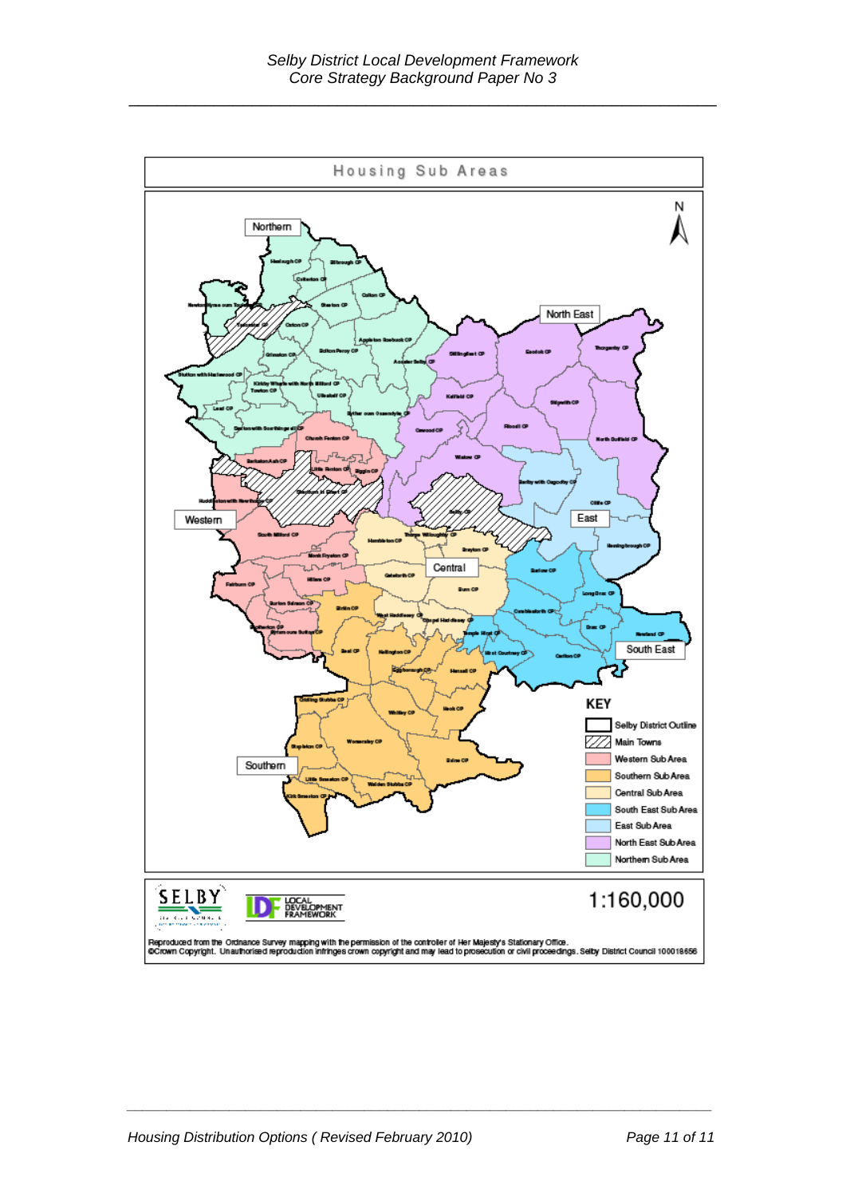Housing Sub Areas

N

Northern

North East

Western

East

Central

South East

Southern

KEY

Selby District Outline

Main Towns

Western Sub Area

Southern Sub Area

Central Sub Area

South East Sub Area

East Sub Area

North East Sub Area

Northern Sub Area

SELBY

LOCAL DEVELOPMENT FRAMEWORK

1:160,000

Reproduced from the Ordnance Survey mapping with the permission of the controller of Her Majesty's Stationary Office.
©Crown Copyright. Unauthorised reproduction infringes crown copyright and may lead to prosecution or civil proceedings. Selby District Council 100018656